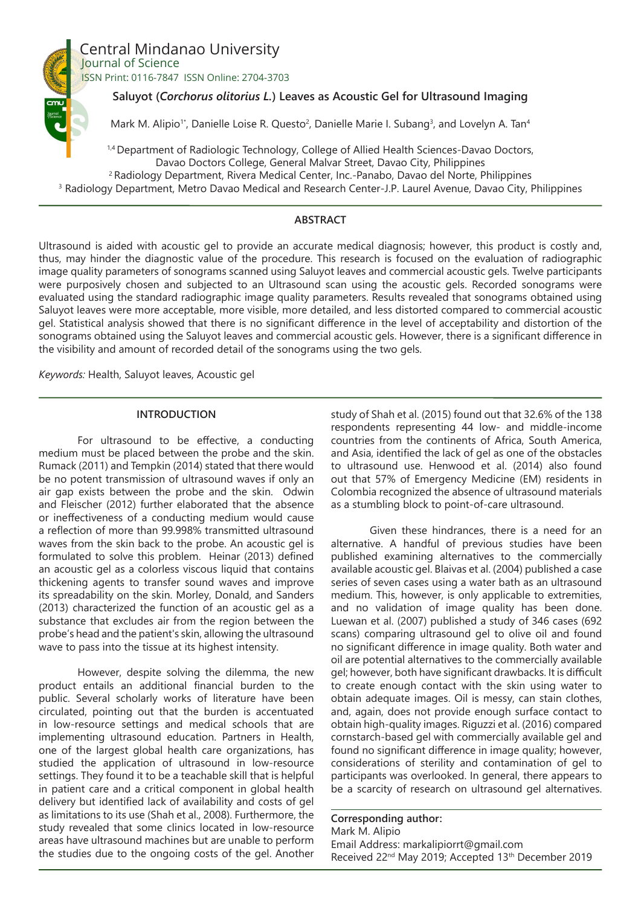# Saluyot (*Corchorus olitorius L.*) Leaves as Acoustic Gel for Ultrasound Imaging

Mark M. Alipio[1*], Danielle Loise R. Questo[2], Danielle Marie I. Subang[3], and Lovelyn A. Tan[4]

[1,4] Department of Radiologic Technology, College of Allied Health Sciences-Davao Doctors, Davao Doctors College, General Malvar Street, Davao City, Philippines
[2] Radiology Department, Rivera Medical Center, Inc.-Panabo, Davao del Norte, Philippines
[3] Radiology Department, Metro Davao Medical and Research Center-J.P. Laurel Avenue, Davao City, Philippines

## ABSTRACT

Ultrasound is aided with acoustic gel to provide an accurate medical diagnosis; however, this product is costly and, thus, may hinder the diagnostic value of the procedure. This research is focused on the evaluation of radiographic image quality parameters of sonograms scanned using Saluyot leaves and commercial acoustic gels. Twelve participants were purposively chosen and subjected to an Ultrasound scan using the acoustic gels. Recorded sonograms were evaluated using the standard radiographic image quality parameters. Results revealed that sonograms obtained using Saluyot leaves were more acceptable, more visible, more detailed, and less distorted compared to commercial acoustic gel. Statistical analysis showed that there is no significant difference in the level of acceptability and distortion of the sonograms obtained using the Saluyot leaves and commercial acoustic gels. However, there is a significant difference in the visibility and amount of recorded detail of the sonograms using the two gels.

*Keywords:* Health, Saluyot leaves, Acoustic gel

## INTRODUCTION

For ultrasound to be effective, a conducting medium must be placed between the probe and the skin. Rumack (2011) and Tempkin (2014) stated that there would be no potent transmission of ultrasound waves if only an air gap exists between the probe and the skin. Odwin and Fleischer (2012) further elaborated that the absence or ineffectiveness of a conducting medium would cause a reflection of more than 99.998% transmitted ultrasound waves from the skin back to the probe. An acoustic gel is formulated to solve this problem. Heinar (2013) defined an acoustic gel as a colorless viscous liquid that contains thickening agents to transfer sound waves and improve its spreadability on the skin. Morley, Donald, and Sanders (2013) characterized the function of an acoustic gel as a substance that excludes air from the region between the probe's head and the patient's skin, allowing the ultrasound wave to pass into the tissue at its highest intensity.

However, despite solving the dilemma, the new product entails an additional financial burden to the public. Several scholarly works of literature have been circulated, pointing out that the burden is accentuated in low-resource settings and medical schools that are implementing ultrasound education. Partners in Health, one of the largest global health care organizations, has studied the application of ultrasound in low-resource settings. They found it to be a teachable skill that is helpful in patient care and a critical component in global health delivery but identified lack of availability and costs of gel as limitations to its use (Shah et al., 2008). Furthermore, the study revealed that some clinics located in low-resource areas have ultrasound machines but are unable to perform the studies due to the ongoing costs of the gel. Another study of Shah et al. (2015) found out that 32.6% of the 138 respondents representing 44 low- and middle-income countries from the continents of Africa, South America, and Asia, identified the lack of gel as one of the obstacles to ultrasound use. Henwood et al. (2014) also found out that 57% of Emergency Medicine (EM) residents in Colombia recognized the absence of ultrasound materials as a stumbling block to point-of-care ultrasound.

Given these hindrances, there is a need for an alternative. A handful of previous studies have been published examining alternatives to the commercially available acoustic gel. Blaivas et al. (2004) published a case series of seven cases using a water bath as an ultrasound medium. This, however, is only applicable to extremities, and no validation of image quality has been done. Luewan et al. (2007) published a study of 346 cases (692 scans) comparing ultrasound gel to olive oil and found no significant difference in image quality. Both water and oil are potential alternatives to the commercially available gel; however, both have significant drawbacks. It is difficult to create enough contact with the skin using water to obtain adequate images. Oil is messy, can stain clothes, and, again, does not provide enough surface contact to obtain high-quality images. Riguzzi et al. (2016) compared cornstarch-based gel with commercially available gel and found no significant difference in image quality; however, considerations of sterility and contamination of gel to participants was overlooked. In general, there appears to be a scarcity of research on ultrasound gel alternatives.

**Corresponding author:**
Mark M. Alipio
Email Address: markalipiorrt@gmail.com
Received 22nd May 2019; Accepted 13th December 2019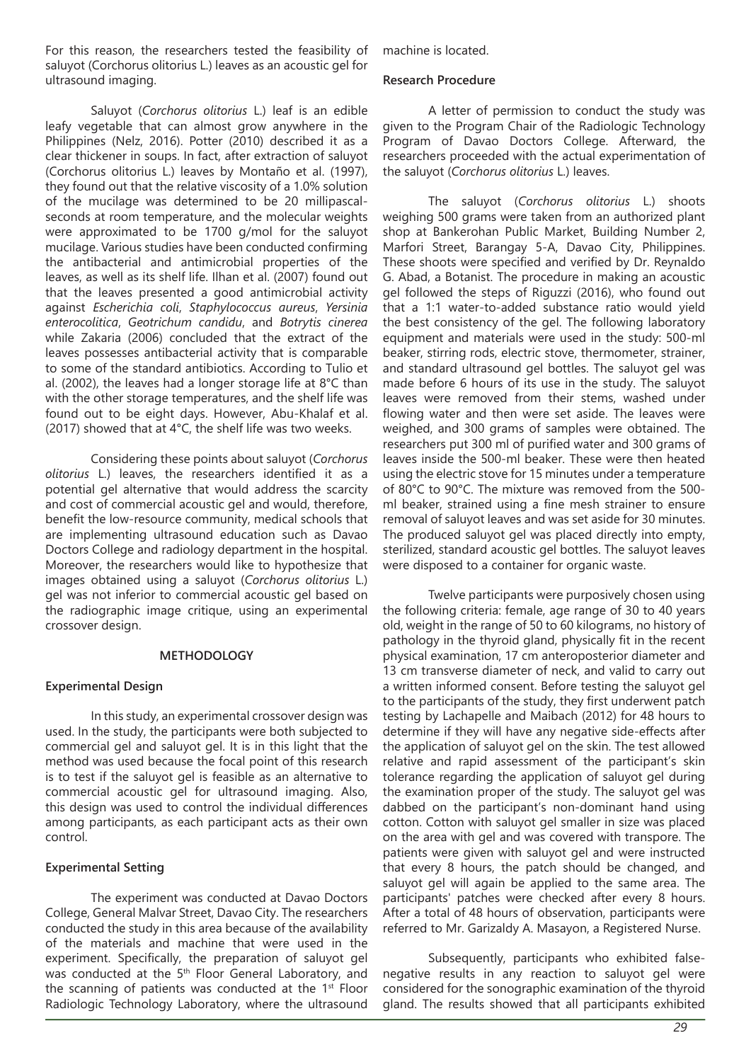For this reason, the researchers tested the feasibility of saluyot (Corchorus olitorius L.) leaves as an acoustic gel for ultrasound imaging.

Saluyot (*Corchorus olitorius* L.) leaf is an edible leafy vegetable that can almost grow anywhere in the Philippines (Nelz, 2016). Potter (2010) described it as a clear thickener in soups. In fact, after extraction of saluyot (Corchorus olitorius L.) leaves by Montaño et al. (1997), they found out that the relative viscosity of a 1.0% solution of the mucilage was determined to be 20 millipascal-seconds at room temperature, and the molecular weights were approximated to be 1700 g/mol for the saluyot mucilage. Various studies have been conducted confirming the antibacterial and antimicrobial properties of the leaves, as well as its shelf life. Ilhan et al. (2007) found out that the leaves presented a good antimicrobial activity against *Escherichia coli*, *Staphylococcus aureus*, *Yersinia enterocolitica*, *Geotrichum candidu*, and *Botrytis cinerea* while Zakaria (2006) concluded that the extract of the leaves possesses antibacterial activity that is comparable to some of the standard antibiotics. According to Tulio et al. (2002), the leaves had a longer storage life at 8°C than with the other storage temperatures, and the shelf life was found out to be eight days. However, Abu-Khalaf et al. (2017) showed that at 4°C, the shelf life was two weeks.

Considering these points about saluyot (*Corchorus olitorius* L.) leaves, the researchers identified it as a potential gel alternative that would address the scarcity and cost of commercial acoustic gel and would, therefore, benefit the low-resource community, medical schools that are implementing ultrasound education such as Davao Doctors College and radiology department in the hospital. Moreover, the researchers would like to hypothesize that images obtained using a saluyot (*Corchorus olitorius* L.) gel was not inferior to commercial acoustic gel based on the radiographic image critique, using an experimental crossover design.

## METHODOLOGY

### Experimental Design

In this study, an experimental crossover design was used. In the study, the participants were both subjected to commercial gel and saluyot gel. It is in this light that the method was used because the focal point of this research is to test if the saluyot gel is feasible as an alternative to commercial acoustic gel for ultrasound imaging. Also, this design was used to control the individual differences among participants, as each participant acts as their own control.

### Experimental Setting

The experiment was conducted at Davao Doctors College, General Malvar Street, Davao City. The researchers conducted the study in this area because of the availability of the materials and machine that were used in the experiment. Specifically, the preparation of saluyot gel was conducted at the 5th Floor General Laboratory, and the scanning of patients was conducted at the 1st Floor Radiologic Technology Laboratory, where the ultrasound machine is located.

### Research Procedure

A letter of permission to conduct the study was given to the Program Chair of the Radiologic Technology Program of Davao Doctors College. Afterward, the researchers proceeded with the actual experimentation of the saluyot (*Corchorus olitorius* L.) leaves.

The saluyot (*Corchorus olitorius* L.) shoots weighing 500 grams were taken from an authorized plant shop at Bankerohan Public Market, Building Number 2, Marfori Street, Barangay 5-A, Davao City, Philippines. These shoots were specified and verified by Dr. Reynaldo G. Abad, a Botanist. The procedure in making an acoustic gel followed the steps of Riguzzi (2016), who found out that a 1:1 water-to-added substance ratio would yield the best consistency of the gel. The following laboratory equipment and materials were used in the study: 500-ml beaker, stirring rods, electric stove, thermometer, strainer, and standard ultrasound gel bottles. The saluyot gel was made before 6 hours of its use in the study. The saluyot leaves were removed from their stems, washed under flowing water and then were set aside. The leaves were weighed, and 300 grams of samples were obtained. The researchers put 300 ml of purified water and 300 grams of leaves inside the 500-ml beaker. These were then heated using the electric stove for 15 minutes under a temperature of 80°C to 90°C. The mixture was removed from the 500-ml beaker, strained using a fine mesh strainer to ensure removal of saluyot leaves and was set aside for 30 minutes. The produced saluyot gel was placed directly into empty, sterilized, standard acoustic gel bottles. The saluyot leaves were disposed to a container for organic waste.

Twelve participants were purposively chosen using the following criteria: female, age range of 30 to 40 years old, weight in the range of 50 to 60 kilograms, no history of pathology in the thyroid gland, physically fit in the recent physical examination, 17 cm anteroposterior diameter and 13 cm transverse diameter of neck, and valid to carry out a written informed consent. Before testing the saluyot gel to the participants of the study, they first underwent patch testing by Lachapelle and Maibach (2012) for 48 hours to determine if they will have any negative side-effects after the application of saluyot gel on the skin. The test allowed relative and rapid assessment of the participant's skin tolerance regarding the application of saluyot gel during the examination proper of the study. The saluyot gel was dabbed on the participant's non-dominant hand using cotton. Cotton with saluyot gel smaller in size was placed on the area with gel and was covered with transpore. The patients were given with saluyot gel and were instructed that every 8 hours, the patch should be changed, and saluyot gel will again be applied to the same area. The participants' patches were checked after every 8 hours. After a total of 48 hours of observation, participants were referred to Mr. Garizaldy A. Masayon, a Registered Nurse.

Subsequently, participants who exhibited false-negative results in any reaction to saluyot gel were considered for the sonographic examination of the thyroid gland. The results showed that all participants exhibited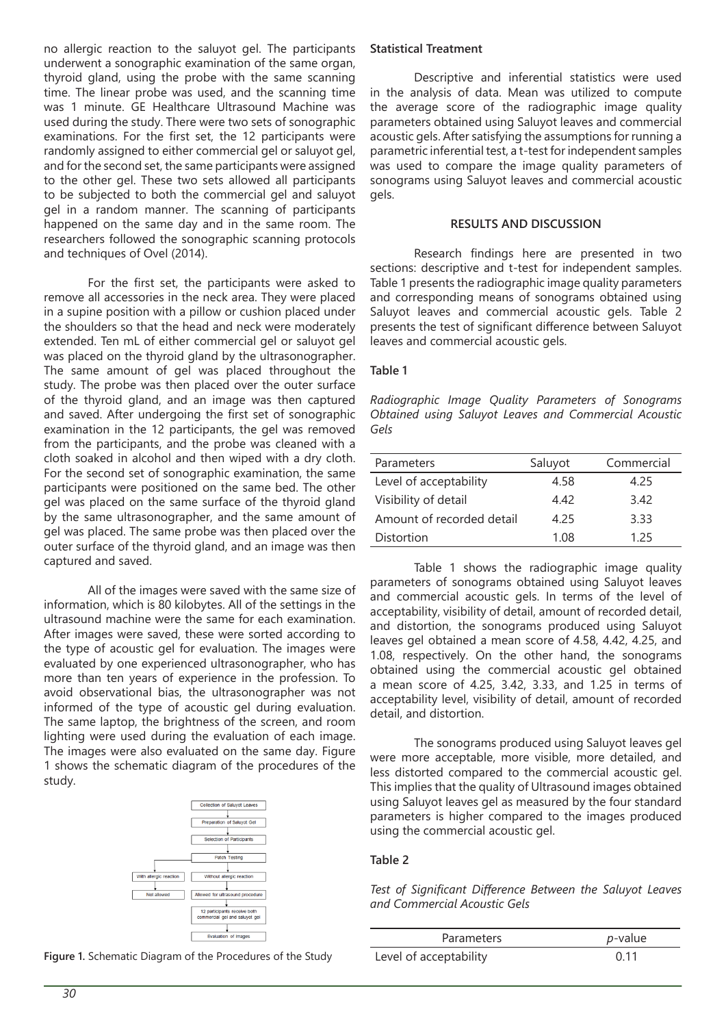no allergic reaction to the saluyot gel. The participants underwent a sonographic examination of the same organ, thyroid gland, using the probe with the same scanning time. The linear probe was used, and the scanning time was 1 minute. GE Healthcare Ultrasound Machine was used during the study. There were two sets of sonographic examinations. For the first set, the 12 participants were randomly assigned to either commercial gel or saluyot gel, and for the second set, the same participants were assigned to the other gel. These two sets allowed all participants to be subjected to both the commercial gel and saluyot gel in a random manner. The scanning of participants happened on the same day and in the same room. The researchers followed the sonographic scanning protocols and techniques of Ovel (2014).

For the first set, the participants were asked to remove all accessories in the neck area. They were placed in a supine position with a pillow or cushion placed under the shoulders so that the head and neck were moderately extended. Ten mL of either commercial gel or saluyot gel was placed on the thyroid gland by the ultrasonographer. The same amount of gel was placed throughout the study. The probe was then placed over the outer surface of the thyroid gland, and an image was then captured and saved. After undergoing the first set of sonographic examination in the 12 participants, the gel was removed from the participants, and the probe was cleaned with a cloth soaked in alcohol and then wiped with a dry cloth. For the second set of sonographic examination, the same participants were positioned on the same bed. The other gel was placed on the same surface of the thyroid gland by the same ultrasonographer, and the same amount of gel was placed. The same probe was then placed over the outer surface of the thyroid gland, and an image was then captured and saved.

All of the images were saved with the same size of information, which is 80 kilobytes. All of the settings in the ultrasound machine were the same for each examination. After images were saved, these were sorted according to the type of acoustic gel for evaluation. The images were evaluated by one experienced ultrasonographer, who has more than ten years of experience in the profession. To avoid observational bias, the ultrasonographer was not informed of the type of acoustic gel during evaluation. The same laptop, the brightness of the screen, and room lighting were used during the evaluation of each image. The images were also evaluated on the same day. Figure 1 shows the schematic diagram of the procedures of the study.

**Figure 1.** Schematic Diagram of the Procedures of the Study

**Statistical Treatment**

Descriptive and inferential statistics were used in the analysis of data. Mean was utilized to compute the average score of the radiographic image quality parameters obtained using Saluyot leaves and commercial acoustic gels. After satisfying the assumptions for running a parametric inferential test, a t-test for independent samples was used to compare the image quality parameters of sonograms using Saluyot leaves and commercial acoustic gels.

## RESULTS AND DISCUSSION

Research findings here are presented in two sections: descriptive and t-test for independent samples. Table 1 presents the radiographic image quality parameters and corresponding means of sonograms obtained using Saluyot leaves and commercial acoustic gels. Table 2 presents the test of significant difference between Saluyot leaves and commercial acoustic gels.

**Table 1**

*Radiographic Image Quality Parameters of Sonograms Obtained using Saluyot Leaves and Commercial Acoustic Gels*

| Parameters | Saluyot | Commercial |
|---|---|---|
| Level of acceptability | 4.58 | 4.25 |
| Visibility of detail | 4.42 | 3.42 |
| Amount of recorded detail | 4.25 | 3.33 |
| Distortion | 1.08 | 1.25 |

Table 1 shows the radiographic image quality parameters of sonograms obtained using Saluyot leaves and commercial acoustic gels. In terms of the level of acceptability, visibility of detail, amount of recorded detail, and distortion, the sonograms produced using Saluyot leaves gel obtained a mean score of 4.58, 4.42, 4.25, and 1.08, respectively. On the other hand, the sonograms obtained using the commercial acoustic gel obtained a mean score of 4.25, 3.42, 3.33, and 1.25 in terms of acceptability level, visibility of detail, amount of recorded detail, and distortion.

The sonograms produced using Saluyot leaves gel were more acceptable, more visible, more detailed, and less distorted compared to the commercial acoustic gel. This implies that the quality of Ultrasound images obtained using Saluyot leaves gel as measured by the four standard parameters is higher compared to the images produced using the commercial acoustic gel.

**Table 2**

*Test of Significant Difference Between the Saluyot Leaves and Commercial Acoustic Gels*

| Parameters | *p*-value |
|---|---|
| Level of acceptability | 0.11 |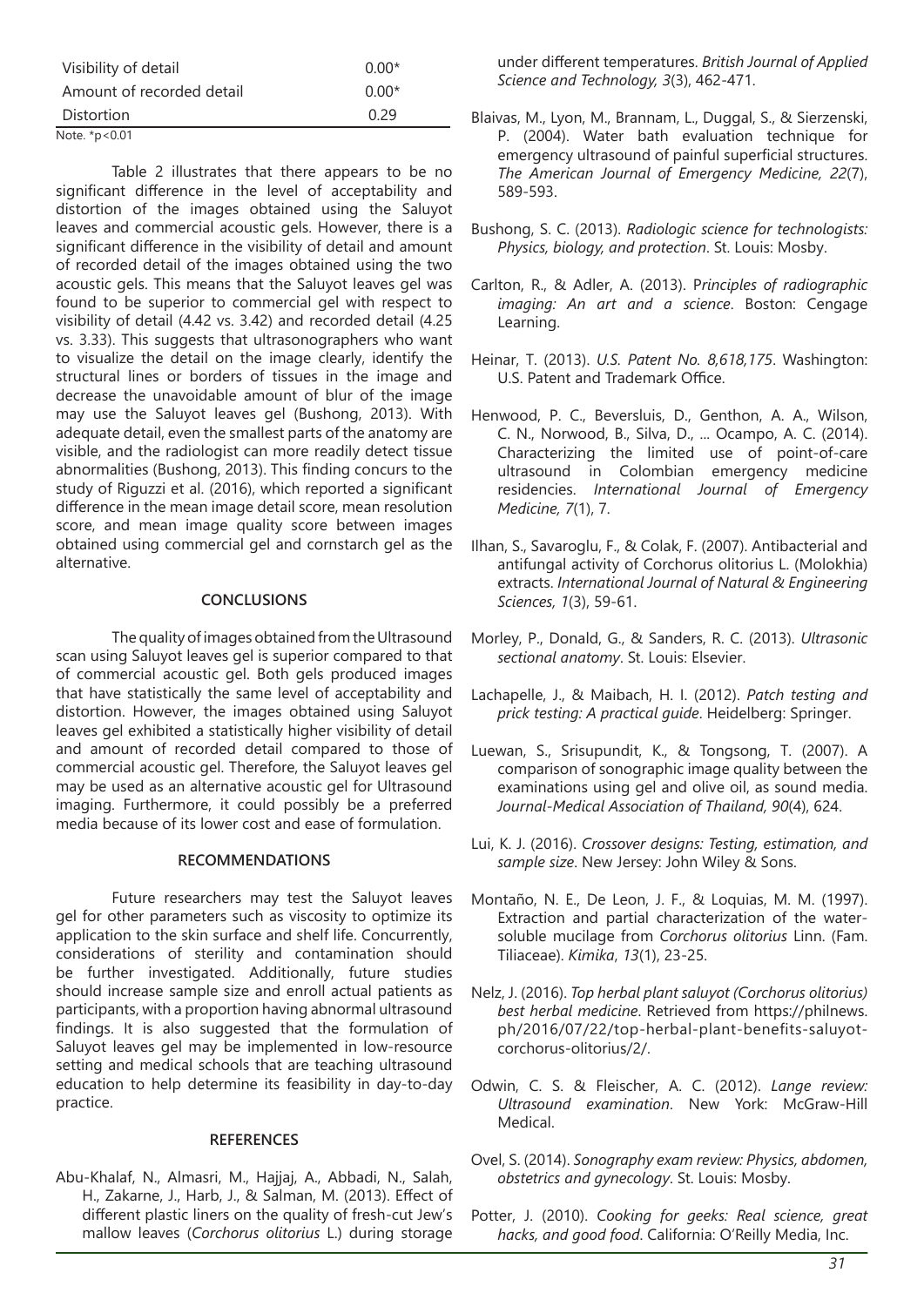| | |
|---|---|
| Visibility of detail | 0.00* |
| Amount of recorded detail | 0.00* |
| Distortion | 0.29 |

Note. *p<0.01

Table 2 illustrates that there appears to be no significant difference in the level of acceptability and distortion of the images obtained using the Saluyot leaves and commercial acoustic gels. However, there is a significant difference in the visibility of detail and amount of recorded detail of the images obtained using the two acoustic gels. This means that the Saluyot leaves gel was found to be superior to commercial gel with respect to visibility of detail (4.42 vs. 3.42) and recorded detail (4.25 vs. 3.33). This suggests that ultrasonographers who want to visualize the detail on the image clearly, identify the structural lines or borders of tissues in the image and decrease the unavoidable amount of blur of the image may use the Saluyot leaves gel (Bushong, 2013). With adequate detail, even the smallest parts of the anatomy are visible, and the radiologist can more readily detect tissue abnormalities (Bushong, 2013). This finding concurs to the study of Riguzzi et al. (2016), which reported a significant difference in the mean image detail score, mean resolution score, and mean image quality score between images obtained using commercial gel and cornstarch gel as the alternative.

## CONCLUSIONS

The quality of images obtained from the Ultrasound scan using Saluyot leaves gel is superior compared to that of commercial acoustic gel. Both gels produced images that have statistically the same level of acceptability and distortion. However, the images obtained using Saluyot leaves gel exhibited a statistically higher visibility of detail and amount of recorded detail compared to those of commercial acoustic gel. Therefore, the Saluyot leaves gel may be used as an alternative acoustic gel for Ultrasound imaging. Furthermore, it could possibly be a preferred media because of its lower cost and ease of formulation.

## RECOMMENDATIONS

Future researchers may test the Saluyot leaves gel for other parameters such as viscosity to optimize its application to the skin surface and shelf life. Concurrently, considerations of sterility and contamination should be further investigated. Additionally, future studies should increase sample size and enroll actual patients as participants, with a proportion having abnormal ultrasound findings. It is also suggested that the formulation of Saluyot leaves gel may be implemented in low-resource setting and medical schools that are teaching ultrasound education to help determine its feasibility in day-to-day practice.

## REFERENCES

Abu-Khalaf, N., Almasri, M., Hajjaj, A., Abbadi, N., Salah, H., Zakarne, J., Harb, J., & Salman, M. (2013). Effect of different plastic liners on the quality of fresh-cut Jew's mallow leaves (*Corchorus olitorius* L.) during storage under different temperatures. *British Journal of Applied Science and Technology, 3*(3), 462-471.

Blaivas, M., Lyon, M., Brannam, L., Duggal, S., & Sierzenski, P. (2004). Water bath evaluation technique for emergency ultrasound of painful superficial structures. *The American Journal of Emergency Medicine, 22*(7), 589-593.

Bushong, S. C. (2013). *Radiologic science for technologists: Physics, biology, and protection*. St. Louis: Mosby.

Carlton, R., & Adler, A. (2013). *Principles of radiographic imaging: An art and a science*. Boston: Cengage Learning.

Heinar, T. (2013). *U.S. Patent No. 8,618,175*. Washington: U.S. Patent and Trademark Office.

Henwood, P. C., Beversluis, D., Genthon, A. A., Wilson, C. N., Norwood, B., Silva, D., ... Ocampo, A. C. (2014). Characterizing the limited use of point-of-care ultrasound in Colombian emergency medicine residencies. *International Journal of Emergency Medicine, 7*(1), 7.

Ilhan, S., Savaroglu, F., & Colak, F. (2007). Antibacterial and antifungal activity of Corchorus olitorius L. (Molokhia) extracts. *International Journal of Natural & Engineering Sciences, 1*(3), 59-61.

Morley, P., Donald, G., & Sanders, R. C. (2013). *Ultrasonic sectional anatomy*. St. Louis: Elsevier.

Lachapelle, J., & Maibach, H. I. (2012). *Patch testing and prick testing: A practical guide*. Heidelberg: Springer.

Luewan, S., Srisupundit, K., & Tongsong, T. (2007). A comparison of sonographic image quality between the examinations using gel and olive oil, as sound media. *Journal-Medical Association of Thailand, 90*(4), 624.

Lui, K. J. (2016). *Crossover designs: Testing, estimation, and sample size*. New Jersey: John Wiley & Sons.

Montaño, N. E., De Leon, J. F., & Loquias, M. M. (1997). Extraction and partial characterization of the water-soluble mucilage from *Corchorus olitorius* Linn. (Fam. Tiliaceae). *Kimika*, *13*(1), 23-25.

Nelz, J. (2016). *Top herbal plant saluyot (Corchorus olitorius) best herbal medicine*. Retrieved from https://philnews.ph/2016/07/22/top-herbal-plant-benefits-saluyot-corchorus-olitorius/2/.

Odwin, C. S. & Fleischer, A. C. (2012). *Lange review: Ultrasound examination*. New York: McGraw-Hill Medical.

Ovel, S. (2014). *Sonography exam review: Physics, abdomen, obstetrics and gynecology*. St. Louis: Mosby.

Potter, J. (2010). *Cooking for geeks: Real science, great hacks, and good food*. California: O'Reilly Media, Inc.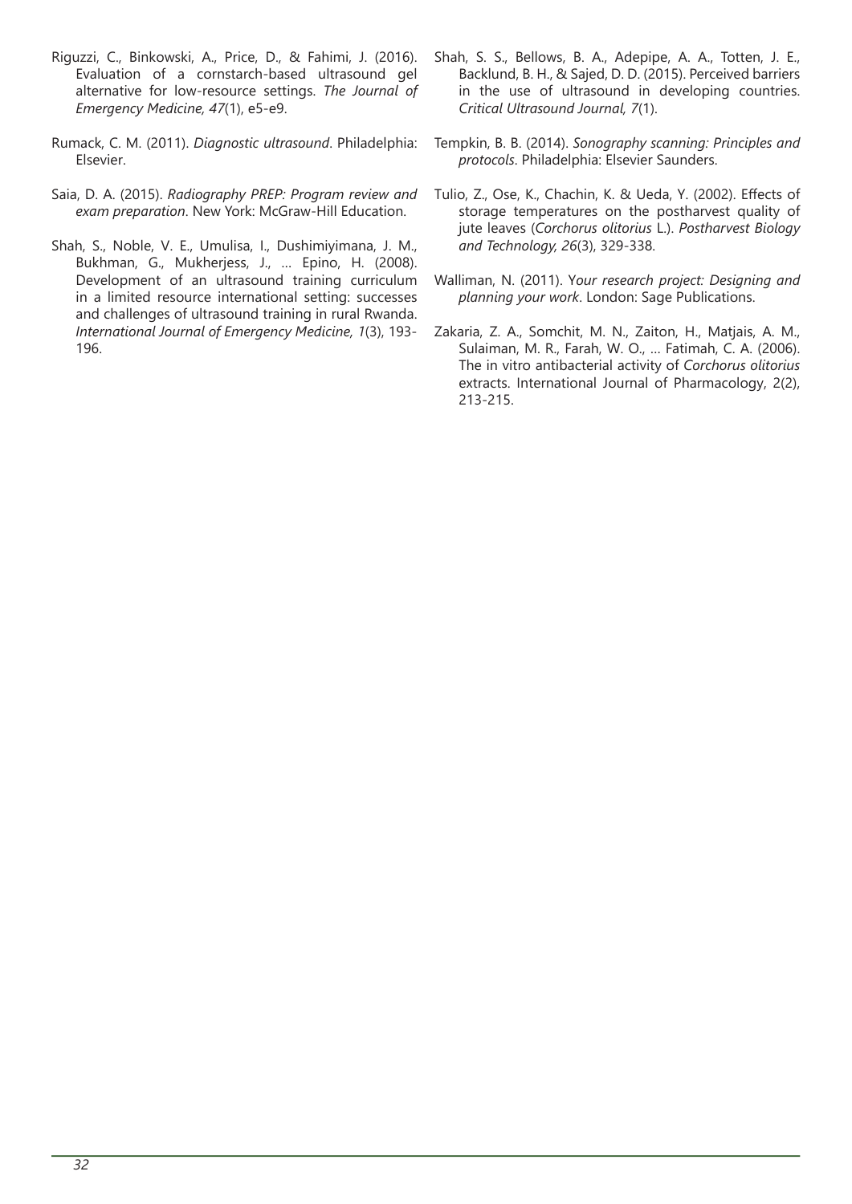Riguzzi, C., Binkowski, A., Price, D., & Fahimi, J. (2016). Evaluation of a cornstarch-based ultrasound gel alternative for low-resource settings. *The Journal of Emergency Medicine, 47*(1), e5-e9.

Rumack, C. M. (2011). *Diagnostic ultrasound*. Philadelphia: Elsevier.

Saia, D. A. (2015). *Radiography PREP: Program review and exam preparation*. New York: McGraw-Hill Education.

Shah, S., Noble, V. E., Umulisa, I., Dushimiyimana, J. M., Bukhman, G., Mukherjess, J., … Epino, H. (2008). Development of an ultrasound training curriculum in a limited resource international setting: successes and challenges of ultrasound training in rural Rwanda. *International Journal of Emergency Medicine, 1*(3), 193-196.

Shah, S. S., Bellows, B. A., Adepipe, A. A., Totten, J. E., Backlund, B. H., & Sajed, D. D. (2015). Perceived barriers in the use of ultrasound in developing countries. *Critical Ultrasound Journal, 7*(1).

Tempkin, B. B. (2014). *Sonography scanning: Principles and protocols*. Philadelphia: Elsevier Saunders.

Tulio, Z., Ose, K., Chachin, K. & Ueda, Y. (2002). Effects of storage temperatures on the postharvest quality of jute leaves (*Corchorus olitorius* L.). *Postharvest Biology and Technology, 26*(3), 329-338.

Walliman, N. (2011). Y*our research project: Designing and planning your work*. London: Sage Publications.

Zakaria, Z. A., Somchit, M. N., Zaiton, H., Matjais, A. M., Sulaiman, M. R., Farah, W. O., … Fatimah, C. A. (2006). The in vitro antibacterial activity of *Corchorus olitorius* extracts. International Journal of Pharmacology, 2(2), 213-215.